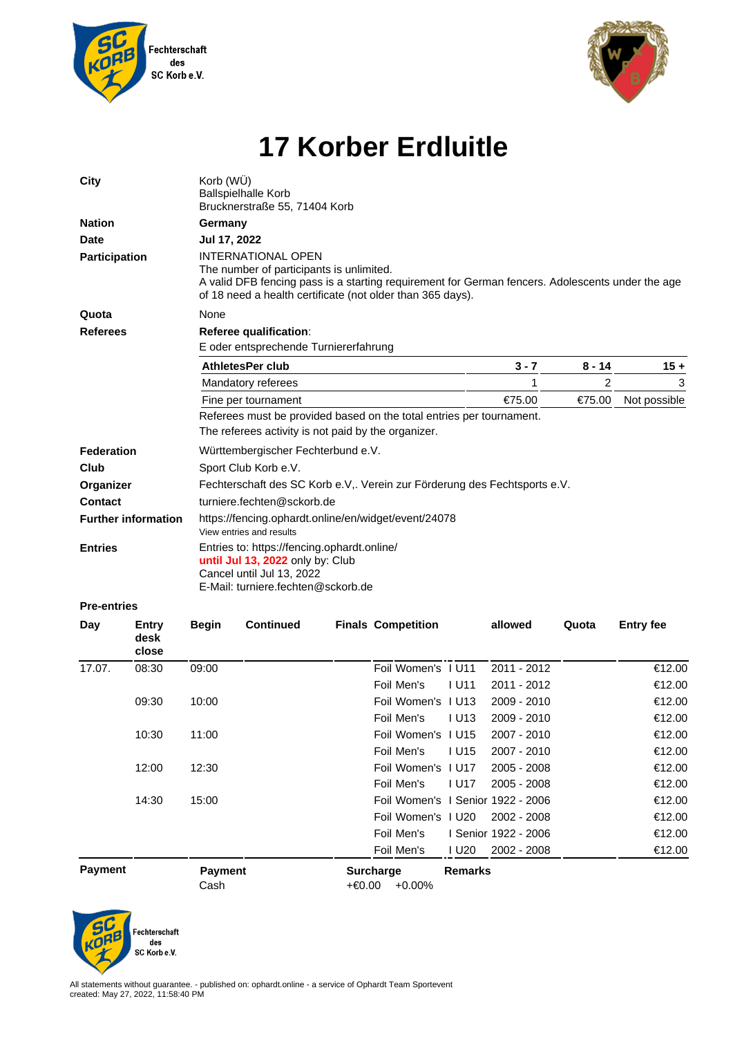Fechterschaft des SC Korb e.V.

# 17 Korber Erdluitle

**City**
Korb (WÜ)
Ballspielhalle Korb
Brucknerstraße 55, 71404 Korb

**Nation** **Germany**

**Date** **Jul 17, 2022**

**Participation**
INTERNATIONAL OPEN
The number of participants is unlimited.
A valid DFB fencing pass is a starting requirement for German fencers. Adolescents under the age of 18 need a health certificate (not older than 365 days).

**Quota** None

**Referees**
**Referee qualification**:
E oder entsprechende Turniererfahrung

| AthletesPer club | 3 - 7 | 8 - 14 | 15 + |
|---|---|---|---|
| Mandatory referees | 1 | 2 | 3 |
| Fine per tournament | €75.00 | €75.00 | Not possible |

Referees must be provided based on the total entries per tournament.
The referees activity is not paid by the organizer.

**Federation** Württembergischer Fechterbund e.V.

**Club** Sport Club Korb e.V.

**Organizer** Fechterschaft des SC Korb e.V,. Verein zur Förderung des Fechtsports e.V.

**Contact** turniere.fechten@sckorb.de

**Further information** https://fencing.ophardt.online/en/widget/event/24078
View entries and results

**Entries**
Entries to: https://fencing.ophardt.online/
**until Jul 13, 2022** only by: Club
Cancel until Jul 13, 2022
E-Mail: turniere.fechten@sckorb.de

**Pre-entries**

| Day | Entry desk close | Begin | Continued | Finals | Competition | | allowed | Quota | Entry fee |
|---|---|---|---|---|---|---|---|---|---|
| 17.07. | 08:30 | 09:00 | | | Foil Women's | I U11 | 2011 - 2012 | | €12.00 |
| | | | | | Foil Men's | I U11 | 2011 - 2012 | | €12.00 |
| | 09:30 | 10:00 | | | Foil Women's | I U13 | 2009 - 2010 | | €12.00 |
| | | | | | Foil Men's | I U13 | 2009 - 2010 | | €12.00 |
| | 10:30 | 11:00 | | | Foil Women's | I U15 | 2007 - 2010 | | €12.00 |
| | | | | | Foil Men's | I U15 | 2007 - 2010 | | €12.00 |
| | 12:00 | 12:30 | | | Foil Women's | I U17 | 2005 - 2008 | | €12.00 |
| | | | | | Foil Men's | I U17 | 2005 - 2008 | | €12.00 |
| | 14:30 | 15:00 | | | Foil Women's | I Senior | 1922 - 2006 | | €12.00 |
| | | | | | Foil Women's | I U20 | 2002 - 2008 | | €12.00 |
| | | | | | Foil Men's | I Senior | 1922 - 2006 | | €12.00 |
| | | | | | Foil Men's | I U20 | 2002 - 2008 | | €12.00 |

**Payment**

| Payment | Surcharge | Remarks |
|---|---|---|
| Cash | +€0.00 +0.00% | |

Fechterschaft des SC Korb e.V.

All statements without guarantee. - published on: ophardt.online - a service of Ophardt Team Sportevent
created: May 27, 2022, 11:58:40 PM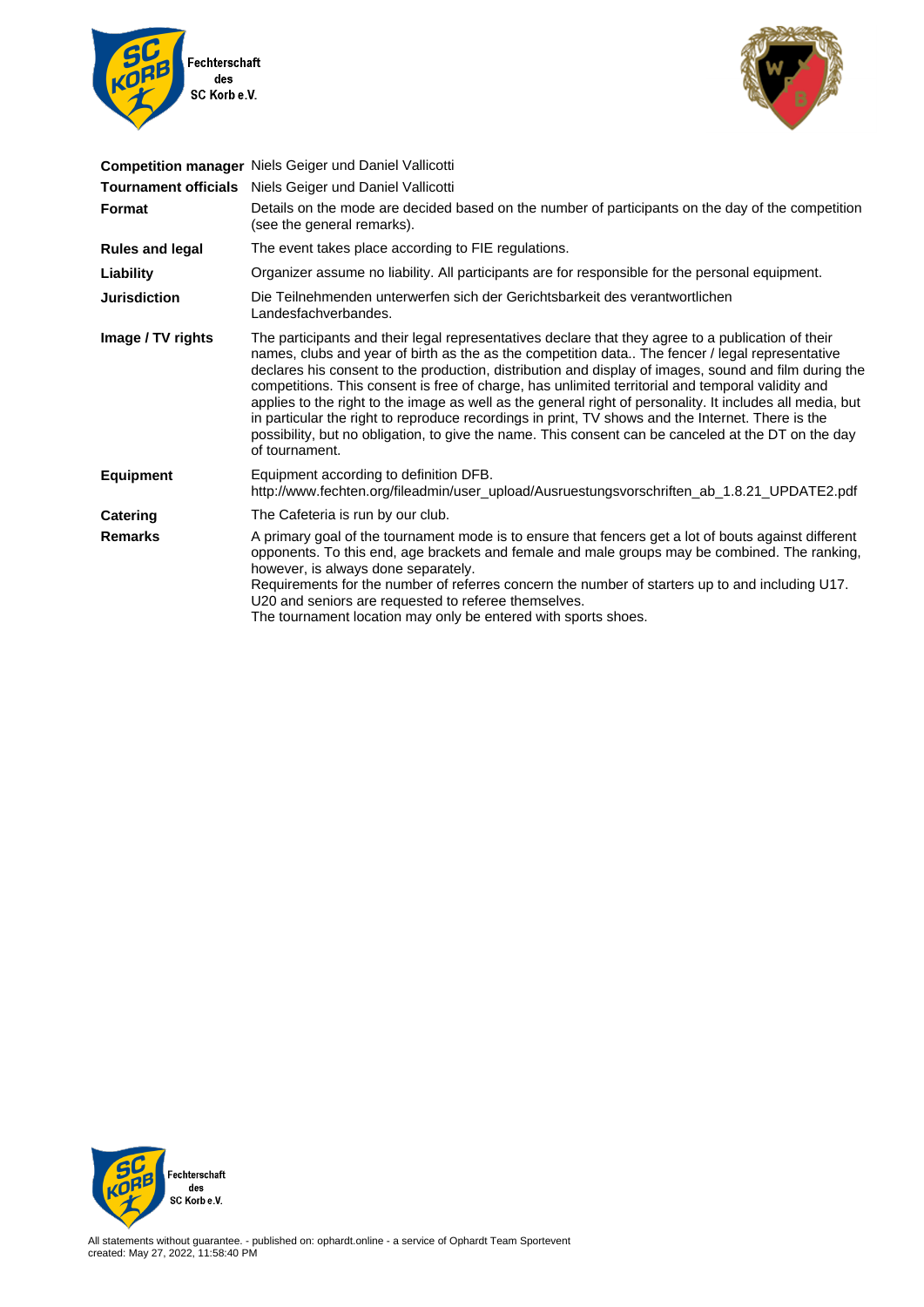| | |
|---|---|
| **Competition manager** | Niels Geiger und Daniel Vallicotti |
| **Tournament officials** | Niels Geiger und Daniel Vallicotti |
| **Format** | Details on the mode are decided based on the number of participants on the day of the competition (see the general remarks). |
| **Rules and legal** | The event takes place according to FIE regulations. |
| **Liability** | Organizer assume no liability. All participants are for responsible for the personal equipment. |
| **Jurisdiction** | Die Teilnehmenden unterwerfen sich der Gerichtsbarkeit des verantwortlichen Landesfachverbandes. |
| **Image / TV rights** | The participants and their legal representatives declare that they agree to a publication of their names, clubs and year of birth as the as the competition data.. The fencer / legal representative declares his consent to the production, distribution and display of images, sound and film during the competitions. This consent is free of charge, has unlimited territorial and temporal validity and applies to the right to the image as well as the general right of personality. It includes all media, but in particular the right to reproduce recordings in print, TV shows and the Internet. There is the possibility, but no obligation, to give the name. This consent can be canceled at the DT on the day of tournament. |
| **Equipment** | Equipment according to definition DFB. http://www.fechten.org/fileadmin/user_upload/Ausruestungsvorschriften_ab_1.8.21_UPDATE2.pdf |
| **Catering** | The Cafeteria is run by our club. |
| **Remarks** | A primary goal of the tournament mode is to ensure that fencers get a lot of bouts against different opponents. To this end, age brackets and female and male groups may be combined. The ranking, however, is always done separately.<br>Requirements for the number of referres concern the number of starters up to and including U17. U20 and seniors are requested to referee themselves.<br>The tournament location may only be entered with sports shoes. |

All statements without guarantee. - published on: ophardt.online - a service of Ophardt Team Sportevent
created: May 27, 2022, 11:58:40 PM